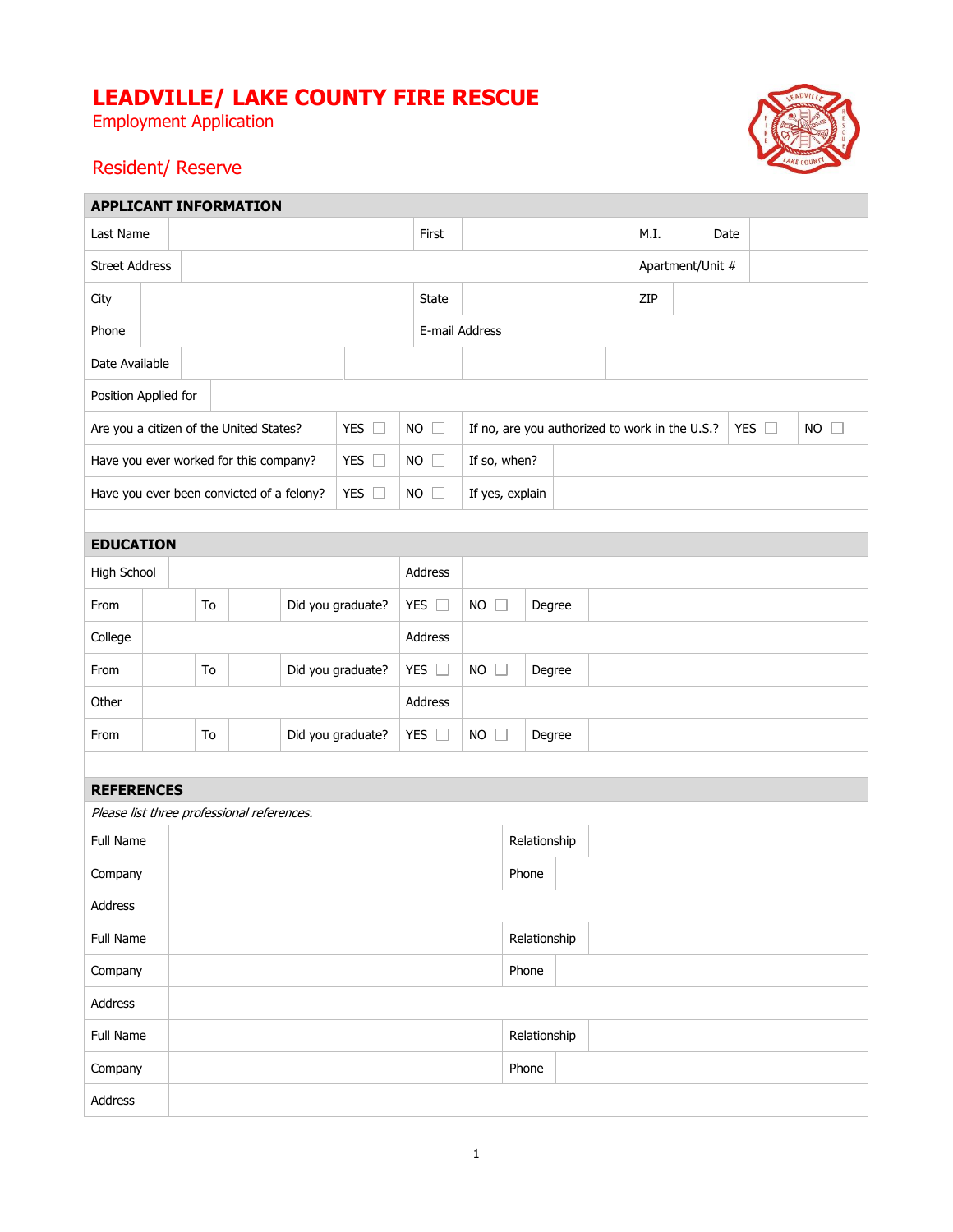# LEADVILLE/ LAKE COUNTY FIRE RESCUE

Employment Application

Resident/ Reserve

## APPLICANT INFORMATION

| | | | | | | | |
|---|---|---|---|---|---|---|---|
| Last Name | | First | | M.I. | | Date | |
| Street Address | | | | Apartment/Unit # | | | |
| City | | State | | ZIP | | | |
| Phone | | E-mail Address | | | | | |
| Date Available | | | | | | | |
| Position Applied for | | | | | | | |

| | | | | | |
|---|---|---|---|---|---|
| Are you a citizen of the United States? | YES ☐ | NO ☐ | If no, are you authorized to work in the U.S.? | YES ☐ | NO ☐ |
| Have you ever worked for this company? | YES ☐ | NO ☐ | If so, when? | | |
| Have you ever been convicted of a felony? | YES ☐ | NO ☐ | If yes, explain | | |

## EDUCATION

| | | | | | | | | |
|---|---|---|---|---|---|---|---|---|
| High School | | | | Address | | | | |
| From | | To | | Did you graduate? | YES ☐ | NO ☐ | Degree | |
| College | | | | Address | | | | |
| From | | To | | Did you graduate? | YES ☐ | NO ☐ | Degree | |
| Other | | | | Address | | | | |
| From | | To | | Did you graduate? | YES ☐ | NO ☐ | Degree | |

## REFERENCES

*Please list three professional references.*

| | | | |
|---|---|---|---|
| Full Name | | Relationship | |
| Company | | Phone | |
| Address | | | |
| Full Name | | Relationship | |
| Company | | Phone | |
| Address | | | |
| Full Name | | Relationship | |
| Company | | Phone | |
| Address | | | |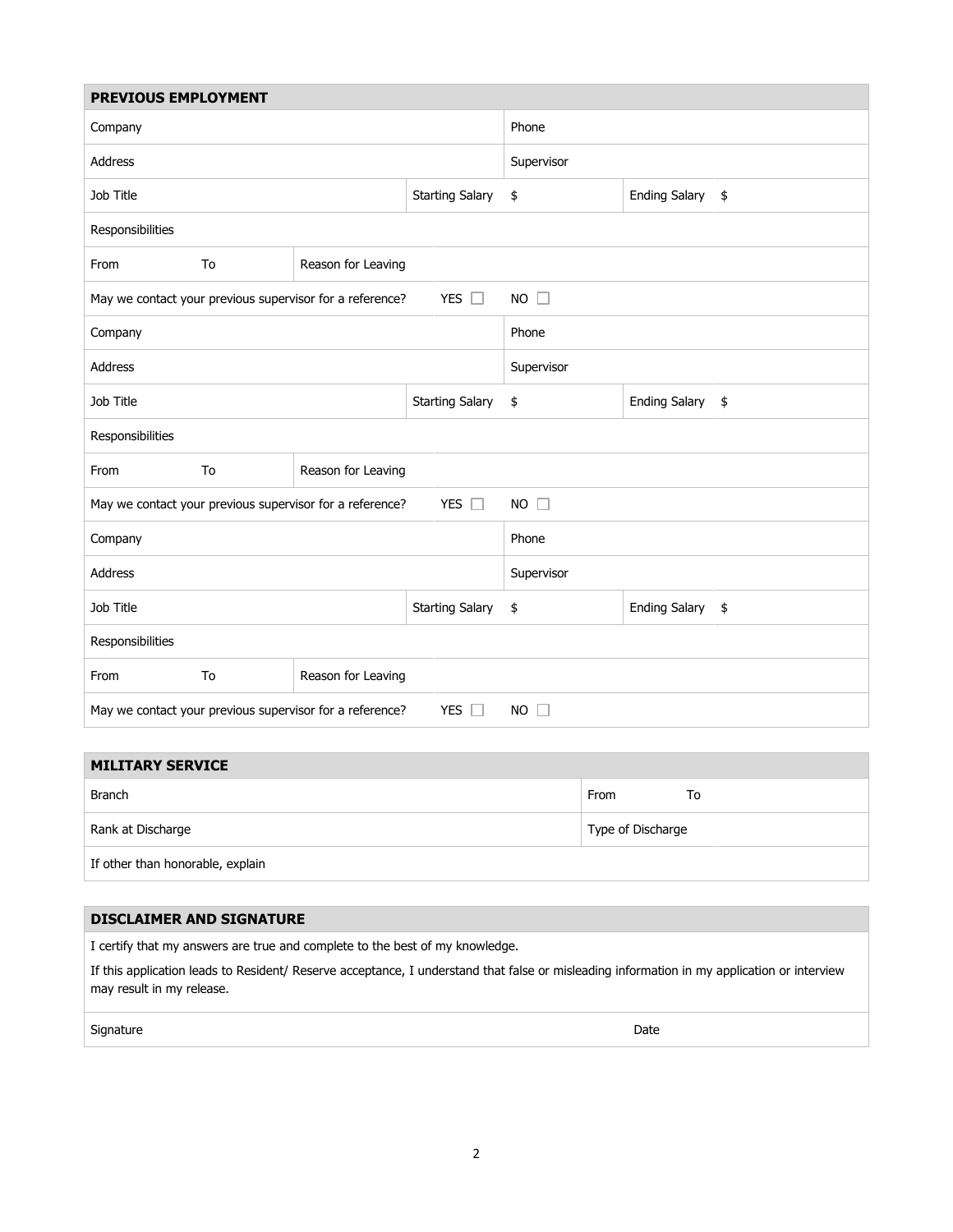## PREVIOUS EMPLOYMENT

| | | | |
|---|---|---|---|
| Company | | Phone | |
| Address | | Supervisor | |
| Job Title | Starting Salary | $ | Ending Salary $ |
| Responsibilities | | | |
| From To | Reason for Leaving | | |
| May we contact your previous supervisor for a reference? | YES ☐ | NO ☐ | |
| Company | | Phone | |
| Address | | Supervisor | |
| Job Title | Starting Salary | $ | Ending Salary $ |
| Responsibilities | | | |
| From To | Reason for Leaving | | |
| May we contact your previous supervisor for a reference? | YES ☐ | NO ☐ | |
| Company | | Phone | |
| Address | | Supervisor | |
| Job Title | Starting Salary | $ | Ending Salary $ |
| Responsibilities | | | |
| From To | Reason for Leaving | | |
| May we contact your previous supervisor for a reference? | YES ☐ | NO ☐ | |

## MILITARY SERVICE

| | |
|---|---|
| Branch | From To |
| Rank at Discharge | Type of Discharge |
| If other than honorable, explain | |

## DISCLAIMER AND SIGNATURE

I certify that my answers are true and complete to the best of my knowledge.

If this application leads to Resident/ Reserve acceptance, I understand that false or misleading information in my application or interview may result in my release.

| | |
|---|---|
| Signature | Date |